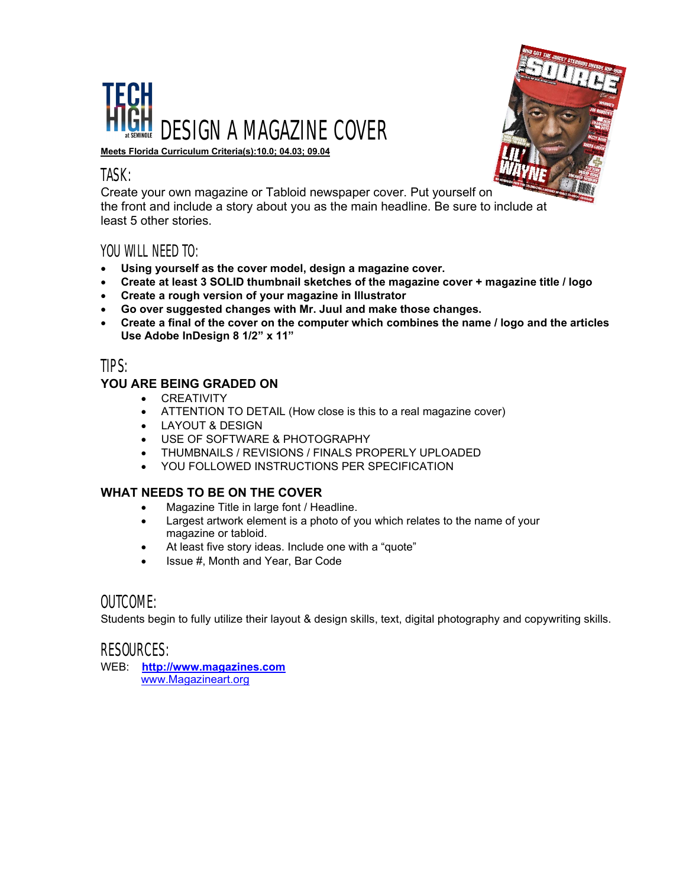# TECH HIGH at SEMINOLE DESIGN A MAGAZINE COVER

**Meets Florida Curriculum Criteria(s):10.0; 04.03; 09.04**

## TASK:

Create your own magazine or Tabloid newspaper cover. Put yourself on the front and include a story about you as the main headline. Be sure to include at least 5 other stories.

## YOU WILL NEED TO:

- **Using yourself as the cover model, design a magazine cover.**
- **Create at least 3 SOLID thumbnail sketches of the magazine cover + magazine title / logo**
- **Create a rough version of your magazine in Illustrator**
- **Go over suggested changes with Mr. Juul and make those changes.**
- **Create a final of the cover on the computer which combines the name / logo and the articles Use Adobe InDesign 8 1/2" x 11"**

## TIPS:

### YOU ARE BEING GRADED ON

- CREATIVITY
- ATTENTION TO DETAIL (How close is this to a real magazine cover)
- LAYOUT & DESIGN
- USE OF SOFTWARE & PHOTOGRAPHY
- THUMBNAILS / REVISIONS / FINALS PROPERLY UPLOADED
- YOU FOLLOWED INSTRUCTIONS PER SPECIFICATION

### WHAT NEEDS TO BE ON THE COVER

- Magazine Title in large font / Headline.
- Largest artwork element is a photo of you which relates to the name of your magazine or tabloid.
- At least five story ideas. Include one with a "quote"
- Issue #, Month and Year, Bar Code

## OUTCOME:

Students begin to fully utilize their layout & design skills, text, digital photography and copywriting skills.

## RESOURCES:

WEB: **http://www.magazines.com**
www.Magazineart.org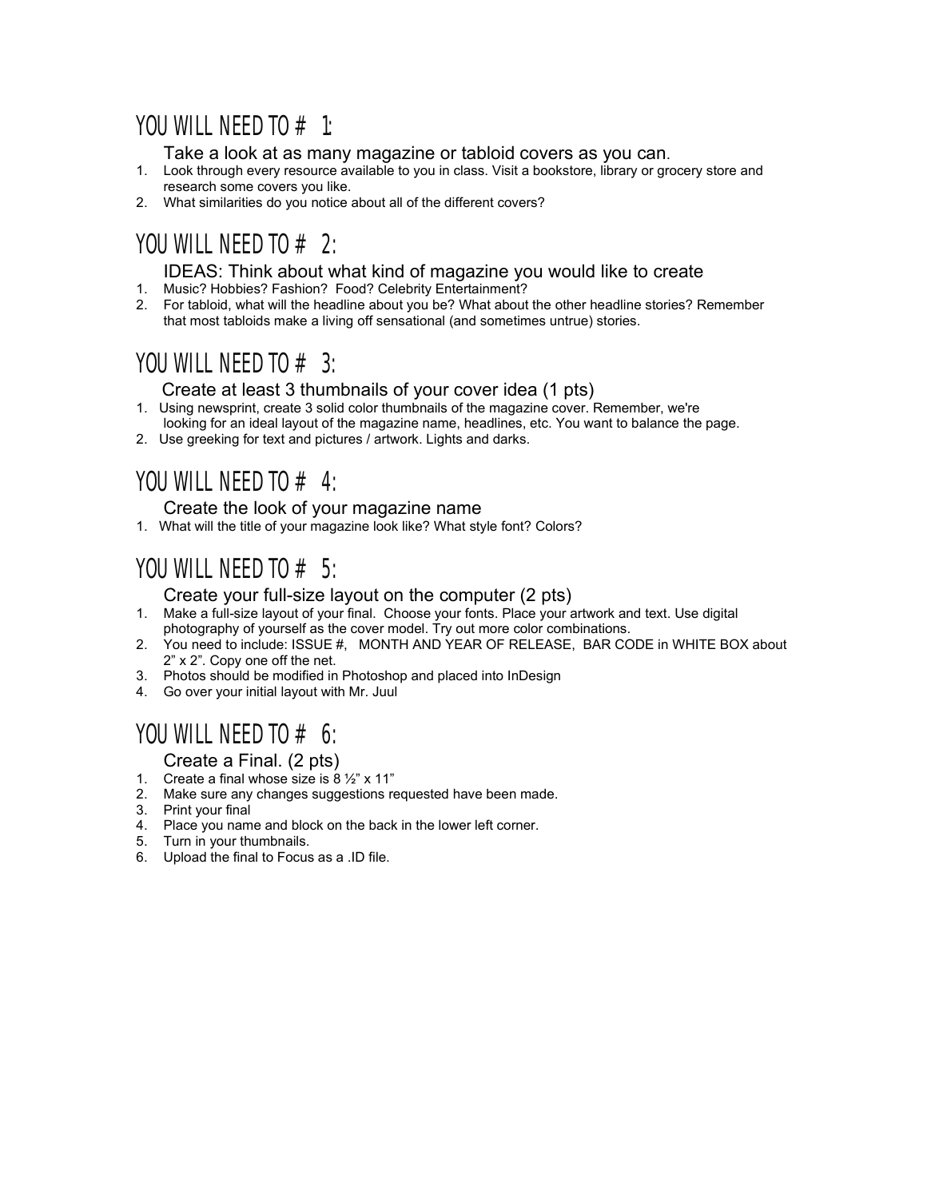## YOU WILL NEED TO # 1:

### Take a look at as many magazine or tabloid covers as you can.

1. Look through every resource available to you in class. Visit a bookstore, library or grocery store and research some covers you like.
2. What similarities do you notice about all of the different covers?

## YOU WILL NEED TO # 2:

### IDEAS: Think about what kind of magazine you would like to create

1. Music? Hobbies? Fashion? Food? Celebrity Entertainment?
2. For tabloid, what will the headline about you be? What about the other headline stories? Remember that most tabloids make a living off sensational (and sometimes untrue) stories.

## YOU WILL NEED TO # 3:

### Create at least 3 thumbnails of your cover idea (1 pts)

1. Using newsprint, create 3 solid color thumbnails of the magazine cover. Remember, we're looking for an ideal layout of the magazine name, headlines, etc. You want to balance the page.
2. Use greeking for text and pictures / artwork. Lights and darks.

## YOU WILL NEED TO # 4:

### Create the look of your magazine name

1. What will the title of your magazine look like? What style font? Colors?

## YOU WILL NEED TO # 5:

### Create your full-size layout on the computer (2 pts)

1. Make a full-size layout of your final. Choose your fonts. Place your artwork and text. Use digital photography of yourself as the cover model. Try out more color combinations.
2. You need to include: ISSUE #, MONTH AND YEAR OF RELEASE, BAR CODE in WHITE BOX about 2" x 2". Copy one off the net.
3. Photos should be modified in Photoshop and placed into InDesign
4. Go over your initial layout with Mr. Juul

## YOU WILL NEED TO # 6:

### Create a Final. (2 pts)

1. Create a final whose size is 8 ½" x 11"
2. Make sure any changes suggestions requested have been made.
3. Print your final
4. Place you name and block on the back in the lower left corner.
5. Turn in your thumbnails.
6. Upload the final to Focus as a .ID file.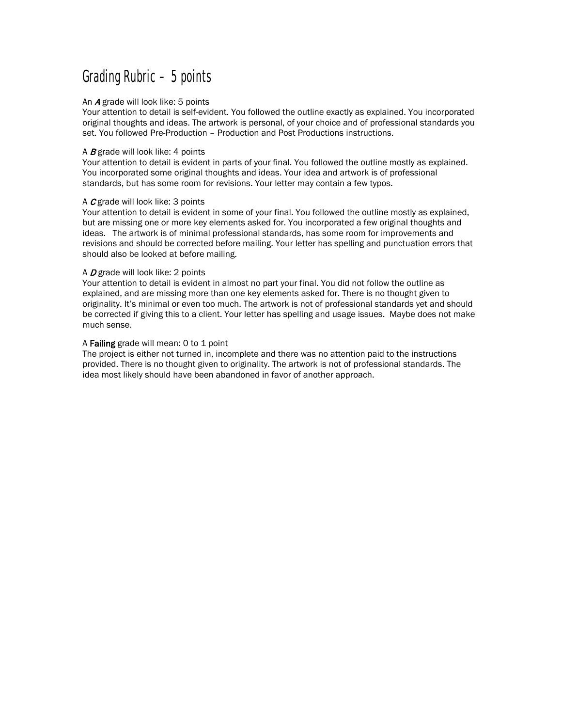# Grading Rubric – 5 points

An ***A*** grade will look like: 5 points
Your attention to detail is self-evident. You followed the outline exactly as explained. You incorporated original thoughts and ideas. The artwork is personal, of your choice and of professional standards you set. You followed Pre-Production – Production and Post Productions instructions.

A ***B*** grade will look like: 4 points
Your attention to detail is evident in parts of your final. You followed the outline mostly as explained. You incorporated some original thoughts and ideas. Your idea and artwork is of professional standards, but has some room for revisions. Your letter may contain a few typos.

A ***C*** grade will look like: 3 points
Your attention to detail is evident in some of your final. You followed the outline mostly as explained, but are missing one or more key elements asked for. You incorporated a few original thoughts and ideas. The artwork is of minimal professional standards, has some room for improvements and revisions and should be corrected before mailing. Your letter has spelling and punctuation errors that should also be looked at before mailing.

A ***D*** grade will look like: 2 points
Your attention to detail is evident in almost no part your final. You did not follow the outline as explained, and are missing more than one key elements asked for. There is no thought given to originality. It's minimal or even too much. The artwork is not of professional standards yet and should be corrected if giving this to a client. Your letter has spelling and usage issues. Maybe does not make much sense.

A **Failing** grade will mean: 0 to 1 point
The project is either not turned in, incomplete and there was no attention paid to the instructions provided. There is no thought given to originality. The artwork is not of professional standards. The idea most likely should have been abandoned in favor of another approach.